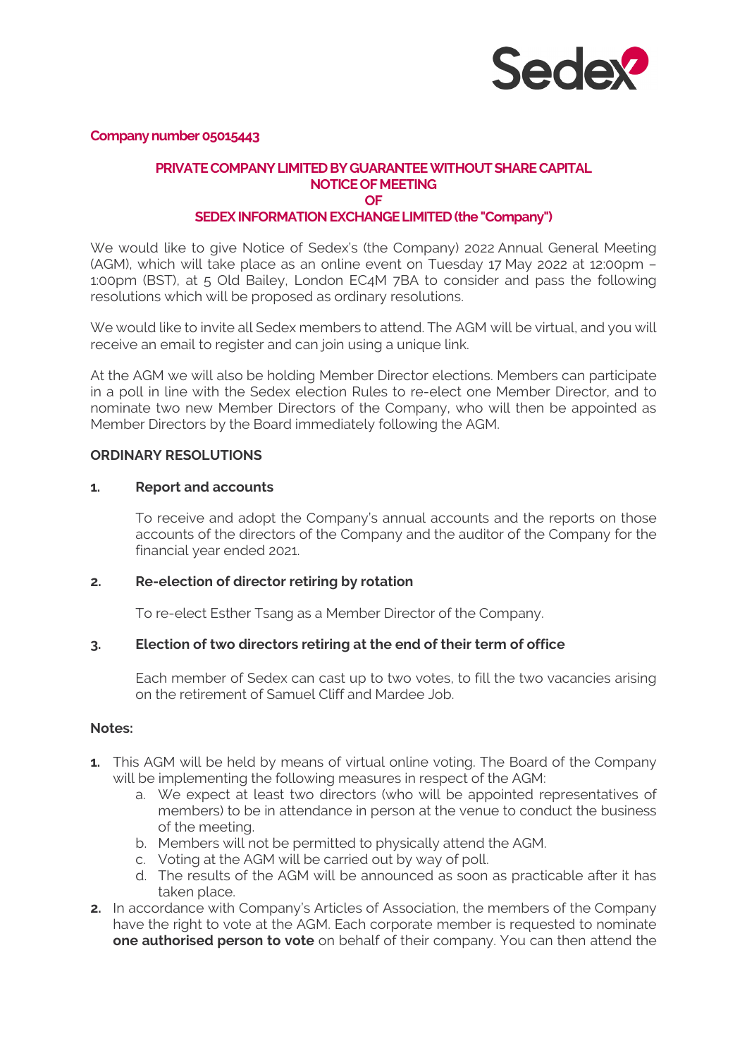**Company number 05015443**

**PRIVATE COMPANY LIMITED BY GUARANTEE WITHOUT SHARE CAPITAL**
**NOTICE OF MEETING**
**OF**
**SEDEX INFORMATION EXCHANGE LIMITED (the "Company")**

We would like to give Notice of Sedex's (the Company) 2022 Annual General Meeting (AGM), which will take place as an online event on Tuesday 17 May 2022 at 12:00pm – 1:00pm (BST), at 5 Old Bailey, London EC4M 7BA to consider and pass the following resolutions which will be proposed as ordinary resolutions.

We would like to invite all Sedex members to attend. The AGM will be virtual, and you will receive an email to register and can join using a unique link.

At the AGM we will also be holding Member Director elections. Members can participate in a poll in line with the Sedex election Rules to re-elect one Member Director, and to nominate two new Member Directors of the Company, who will then be appointed as Member Directors by the Board immediately following the AGM.

## ORDINARY RESOLUTIONS

**1. Report and accounts**

To receive and adopt the Company's annual accounts and the reports on those accounts of the directors of the Company and the auditor of the Company for the financial year ended 2021.

**2. Re-election of director retiring by rotation**

To re-elect Esther Tsang as a Member Director of the Company.

**3. Election of two directors retiring at the end of their term of office**

Each member of Sedex can cast up to two votes, to fill the two vacancies arising on the retirement of Samuel Cliff and Mardee Job.

**Notes:**

1. This AGM will be held by means of virtual online voting. The Board of the Company will be implementing the following measures in respect of the AGM:
   a. We expect at least two directors (who will be appointed representatives of members) to be in attendance in person at the venue to conduct the business of the meeting.
   b. Members will not be permitted to physically attend the AGM.
   c. Voting at the AGM will be carried out by way of poll.
   d. The results of the AGM will be announced as soon as practicable after it has taken place.
2. In accordance with Company's Articles of Association, the members of the Company have the right to vote at the AGM. Each corporate member is requested to nominate **one authorised person to vote** on behalf of their company. You can then attend the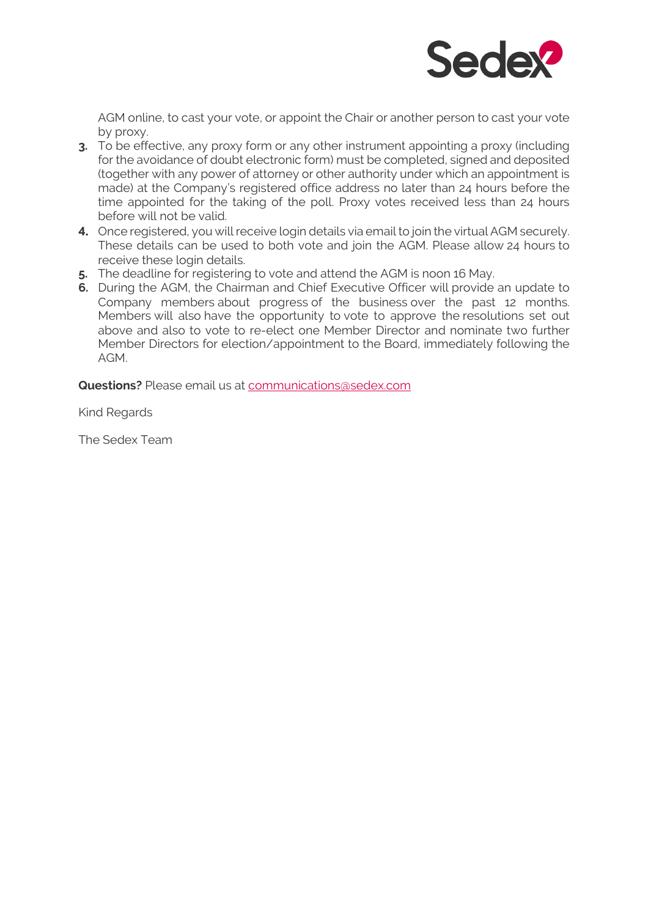AGM online, to cast your vote, or appoint the Chair or another person to cast your vote by proxy.

3. To be effective, any proxy form or any other instrument appointing a proxy (including for the avoidance of doubt electronic form) must be completed, signed and deposited (together with any power of attorney or other authority under which an appointment is made) at the Company's registered office address no later than 24 hours before the time appointed for the taking of the poll. Proxy votes received less than 24 hours before will not be valid.
4. Once registered, you will receive login details via email to join the virtual AGM securely. These details can be used to both vote and join the AGM. Please allow 24 hours to receive these login details.
5. The deadline for registering to vote and attend the AGM is noon 16 May.
6. During the AGM, the Chairman and Chief Executive Officer will provide an update to Company members about progress of the business over the past 12 months. Members will also have the opportunity to vote to approve the resolutions set out above and also to vote to re-elect one Member Director and nominate two further Member Directors for election/appointment to the Board, immediately following the AGM.

**Questions?** Please email us at communications@sedex.com

Kind Regards

The Sedex Team